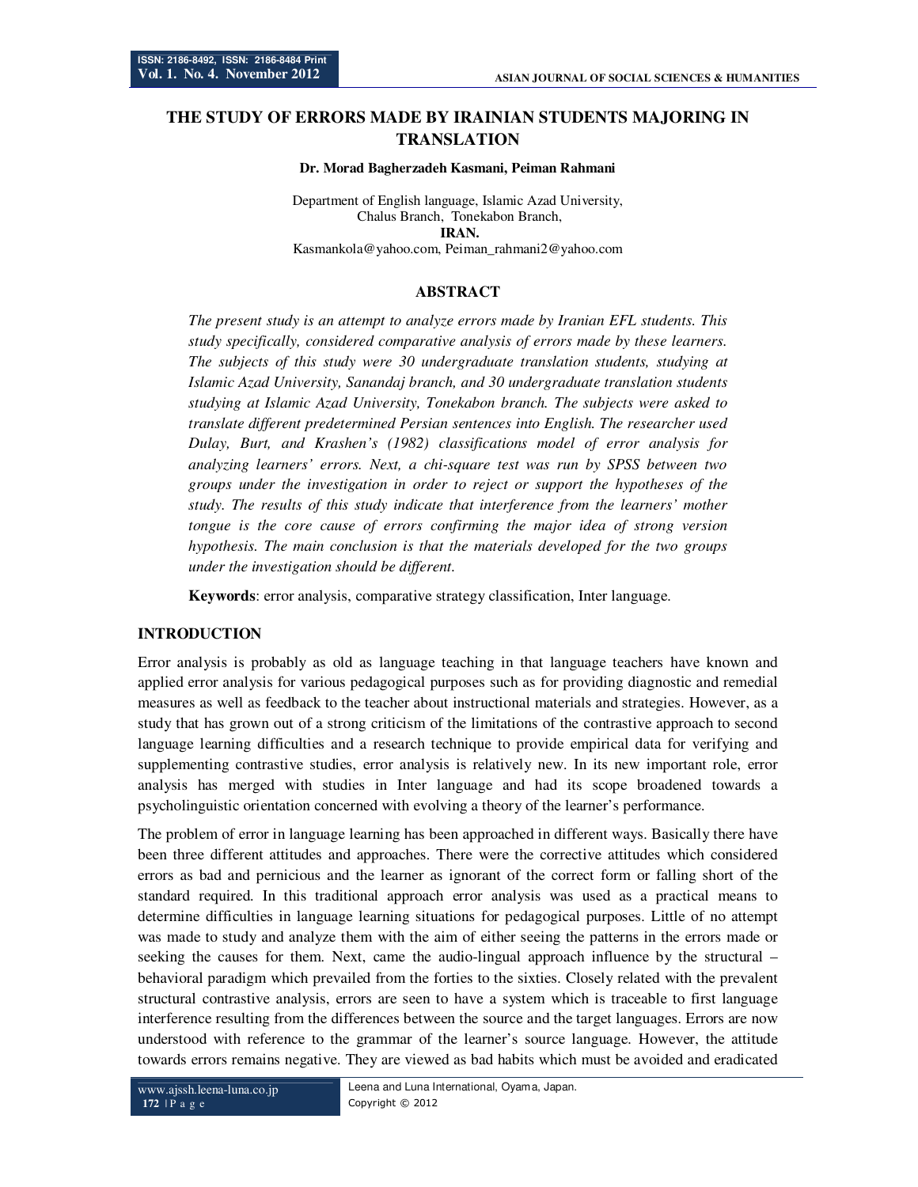# THE STUDY OF ERRORS MADE BY IRAINIAN STUDENTS MAJORING IN TRANSLATION

**Dr. Morad Bagherzadeh Kasmani, Peiman Rahmani**

Department of English language, Islamic Azad University,
Chalus Branch, Tonekabon Branch,
**IRAN.**
Kasmankola@yahoo.com, Peiman_rahmani2@yahoo.com

## ABSTRACT

*The present study is an attempt to analyze errors made by Iranian EFL students. This study specifically, considered comparative analysis of errors made by these learners. The subjects of this study were 30 undergraduate translation students, studying at Islamic Azad University, Sanandaj branch, and 30 undergraduate translation students studying at Islamic Azad University, Tonekabon branch. The subjects were asked to translate different predetermined Persian sentences into English. The researcher used Dulay, Burt, and Krashen's (1982) classifications model of error analysis for analyzing learners' errors. Next, a chi-square test was run by SPSS between two groups under the investigation in order to reject or support the hypotheses of the study. The results of this study indicate that interference from the learners' mother tongue is the core cause of errors confirming the major idea of strong version hypothesis. The main conclusion is that the materials developed for the two groups under the investigation should be different.*

**Keywords**: error analysis, comparative strategy classification, Inter language.

## INTRODUCTION

Error analysis is probably as old as language teaching in that language teachers have known and applied error analysis for various pedagogical purposes such as for providing diagnostic and remedial measures as well as feedback to the teacher about instructional materials and strategies. However, as a study that has grown out of a strong criticism of the limitations of the contrastive approach to second language learning difficulties and a research technique to provide empirical data for verifying and supplementing contrastive studies, error analysis is relatively new. In its new important role, error analysis has merged with studies in Inter language and had its scope broadened towards a psycholinguistic orientation concerned with evolving a theory of the learner's performance.

The problem of error in language learning has been approached in different ways. Basically there have been three different attitudes and approaches. There were the corrective attitudes which considered errors as bad and pernicious and the learner as ignorant of the correct form or falling short of the standard required. In this traditional approach error analysis was used as a practical means to determine difficulties in language learning situations for pedagogical purposes. Little of no attempt was made to study and analyze them with the aim of either seeing the patterns in the errors made or seeking the causes for them. Next, came the audio-lingual approach influence by the structural – behavioral paradigm which prevailed from the forties to the sixties. Closely related with the prevalent structural contrastive analysis, errors are seen to have a system which is traceable to first language interference resulting from the differences between the source and the target languages. Errors are now understood with reference to the grammar of the learner's source language. However, the attitude towards errors remains negative. They are viewed as bad habits which must be avoided and eradicated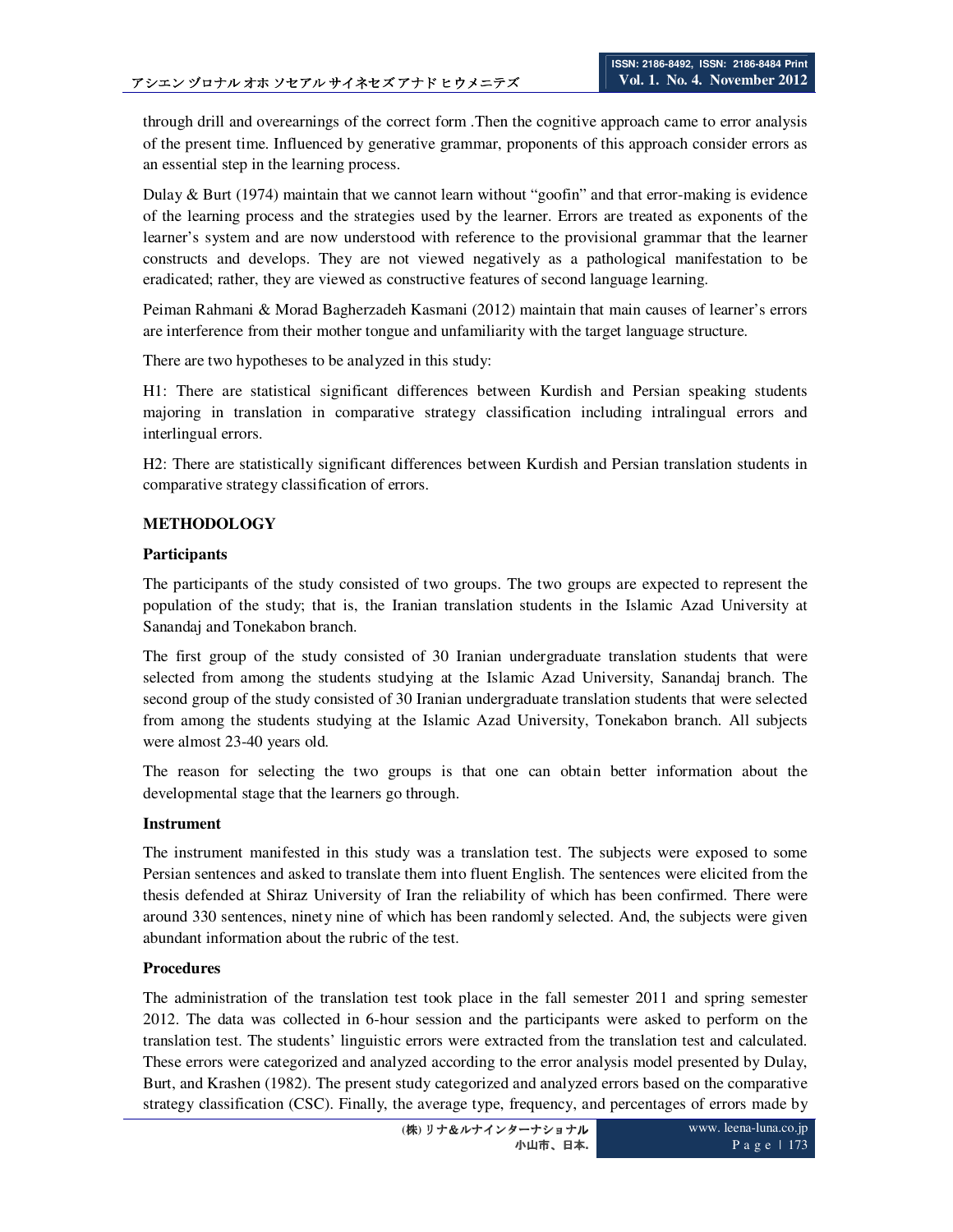through drill and overearnings of the correct form .Then the cognitive approach came to error analysis of the present time. Influenced by generative grammar, proponents of this approach consider errors as an essential step in the learning process.

Dulay & Burt (1974) maintain that we cannot learn without "goofin" and that error-making is evidence of the learning process and the strategies used by the learner. Errors are treated as exponents of the learner's system and are now understood with reference to the provisional grammar that the learner constructs and develops. They are not viewed negatively as a pathological manifestation to be eradicated; rather, they are viewed as constructive features of second language learning.

Peiman Rahmani & Morad Bagherzadeh Kasmani (2012) maintain that main causes of learner's errors are interference from their mother tongue and unfamiliarity with the target language structure.

There are two hypotheses to be analyzed in this study:

H1: There are statistical significant differences between Kurdish and Persian speaking students majoring in translation in comparative strategy classification including intralingual errors and interlingual errors.

H2: There are statistically significant differences between Kurdish and Persian translation students in comparative strategy classification of errors.

## METHODOLOGY

### Participants

The participants of the study consisted of two groups. The two groups are expected to represent the population of the study; that is, the Iranian translation students in the Islamic Azad University at Sanandaj and Tonekabon branch.

The first group of the study consisted of 30 Iranian undergraduate translation students that were selected from among the students studying at the Islamic Azad University, Sanandaj branch. The second group of the study consisted of 30 Iranian undergraduate translation students that were selected from among the students studying at the Islamic Azad University, Tonekabon branch. All subjects were almost 23-40 years old.

The reason for selecting the two groups is that one can obtain better information about the developmental stage that the learners go through.

### Instrument

The instrument manifested in this study was a translation test. The subjects were exposed to some Persian sentences and asked to translate them into fluent English. The sentences were elicited from the thesis defended at Shiraz University of Iran the reliability of which has been confirmed. There were around 330 sentences, ninety nine of which has been randomly selected. And, the subjects were given abundant information about the rubric of the test.

### Procedures

The administration of the translation test took place in the fall semester 2011 and spring semester 2012. The data was collected in 6-hour session and the participants were asked to perform on the translation test. The students' linguistic errors were extracted from the translation test and calculated. These errors were categorized and analyzed according to the error analysis model presented by Dulay, Burt, and Krashen (1982). The present study categorized and analyzed errors based on the comparative strategy classification (CSC). Finally, the average type, frequency, and percentages of errors made by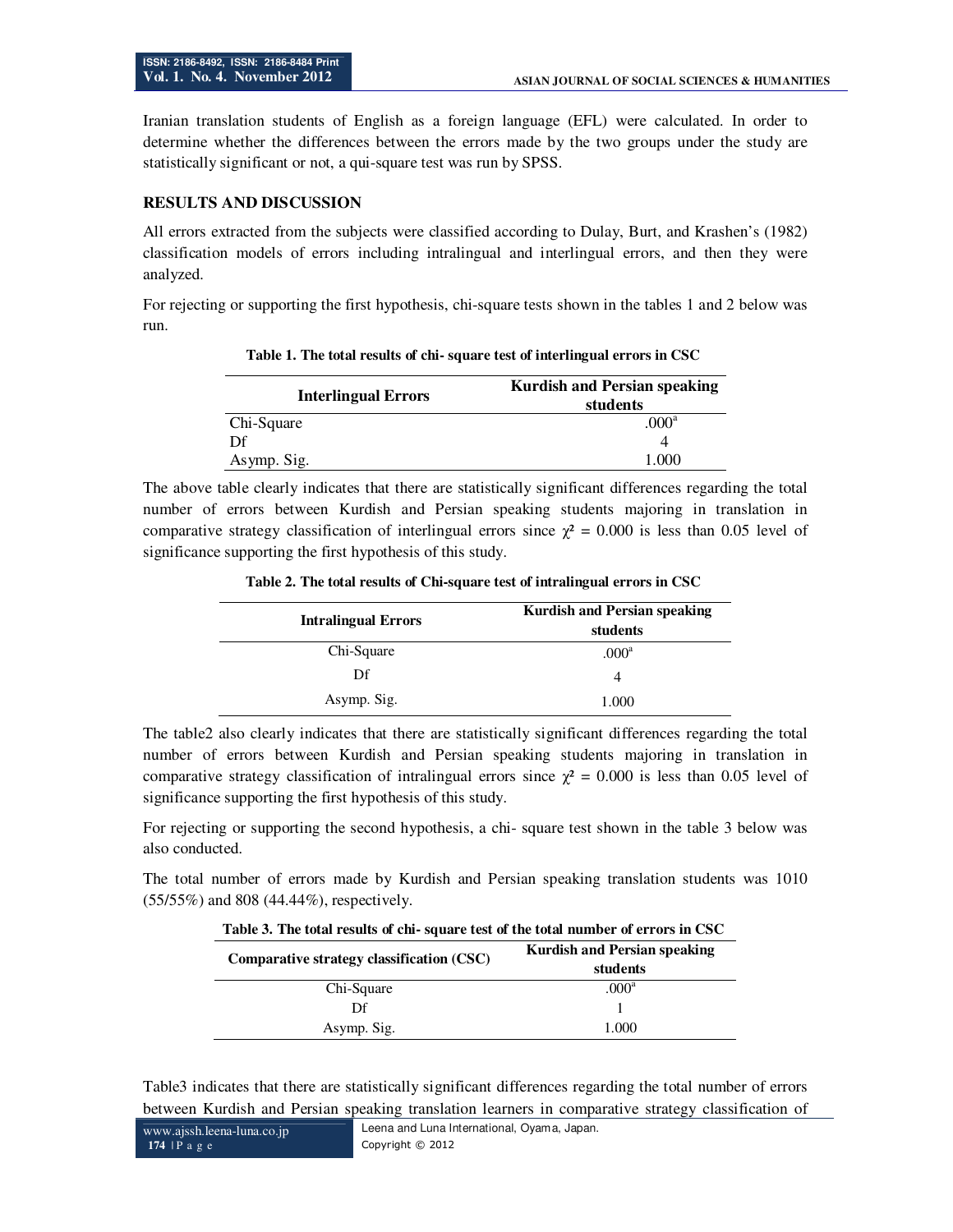Iranian translation students of English as a foreign language (EFL) were calculated. In order to determine whether the differences between the errors made by the two groups under the study are statistically significant or not, a qui-square test was run by SPSS.

## RESULTS AND DISCUSSION

All errors extracted from the subjects were classified according to Dulay, Burt, and Krashen's (1982) classification models of errors including intralingual and interlingual errors, and then they were analyzed.

For rejecting or supporting the first hypothesis, chi-square tests shown in the tables 1 and 2 below was run.

**Table 1. The total results of chi- square test of interlingual errors in CSC**

| Interlingual Errors | Kurdish and Persian speaking students |
|---|---|
| Chi-Square | .000[a] |
| Df | 4 |
| Asymp. Sig. | 1.000 |

The above table clearly indicates that there are statistically significant differences regarding the total number of errors between Kurdish and Persian speaking students majoring in translation in comparative strategy classification of interlingual errors since $\chi^2 = 0.000$ is less than 0.05 level of significance supporting the first hypothesis of this study.

**Table 2. The total results of Chi-square test of intralingual errors in CSC**

| Intralingual Errors | Kurdish and Persian speaking students |
|---|---|
| Chi-Square | .000[a] |
| Df | 4 |
| Asymp. Sig. | 1.000 |

The table2 also clearly indicates that there are statistically significant differences regarding the total number of errors between Kurdish and Persian speaking students majoring in translation in comparative strategy classification of intralingual errors since $\chi^2 = 0.000$ is less than 0.05 level of significance supporting the first hypothesis of this study.

For rejecting or supporting the second hypothesis, a chi- square test shown in the table 3 below was also conducted.

The total number of errors made by Kurdish and Persian speaking translation students was 1010 (55/55%) and 808 (44.44%), respectively.

**Table 3. The total results of chi- square test of the total number of errors in CSC**

| Comparative strategy classification (CSC) | Kurdish and Persian speaking students |
|---|---|
| Chi-Square | .000[a] |
| Df | 1 |
| Asymp. Sig. | 1.000 |

Table3 indicates that there are statistically significant differences regarding the total number of errors between Kurdish and Persian speaking translation learners in comparative strategy classification of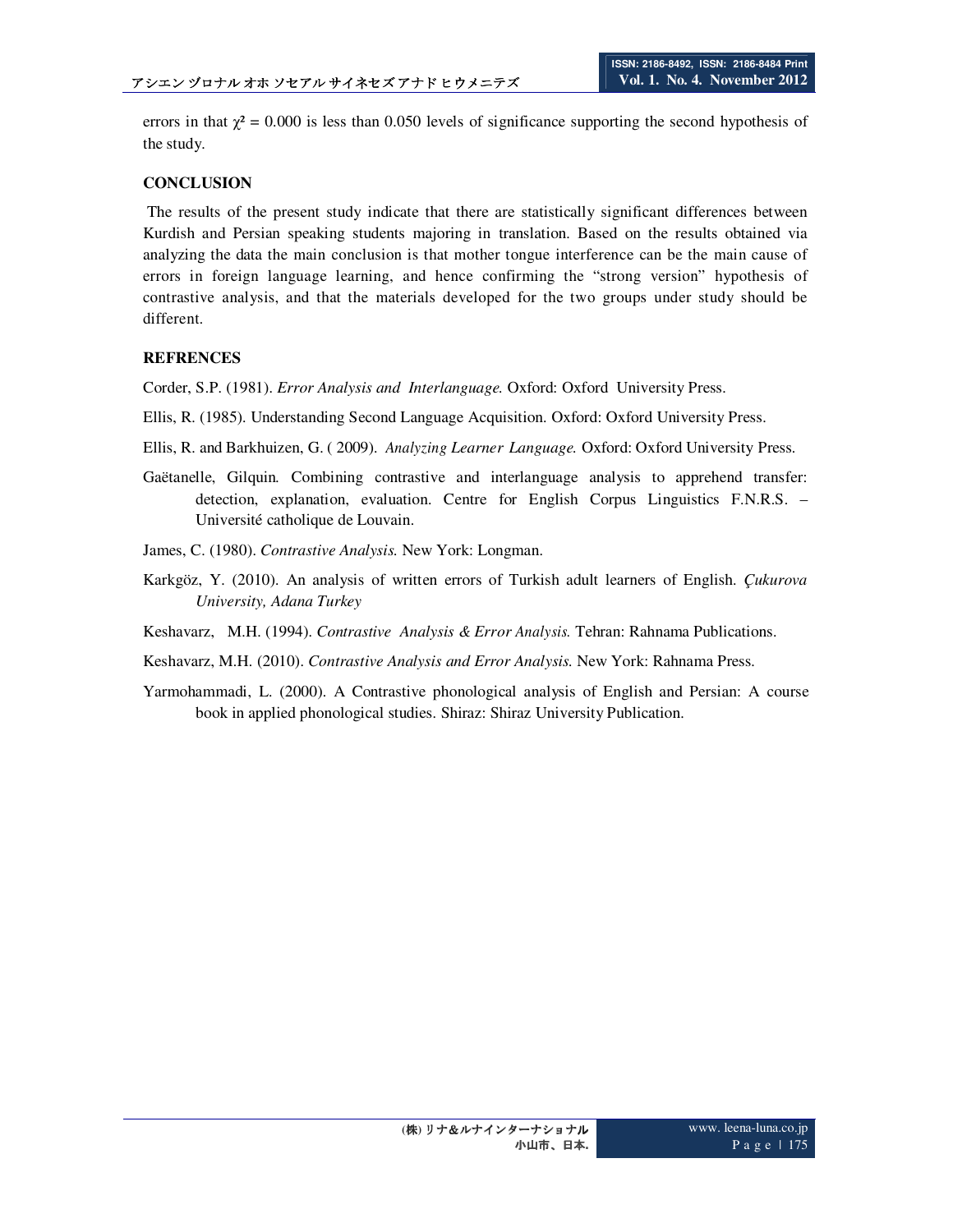errors in that $\chi^2 = 0.000$ is less than 0.050 levels of significance supporting the second hypothesis of the study.

## CONCLUSION

The results of the present study indicate that there are statistically significant differences between Kurdish and Persian speaking students majoring in translation. Based on the results obtained via analyzing the data the main conclusion is that mother tongue interference can be the main cause of errors in foreign language learning, and hence confirming the "strong version" hypothesis of contrastive analysis, and that the materials developed for the two groups under study should be different.

## REFRENCES

Corder, S.P. (1981). *Error Analysis and Interlanguage.* Oxford: Oxford University Press.

Ellis, R. (1985). Understanding Second Language Acquisition. Oxford: Oxford University Press.

Ellis, R. and Barkhuizen, G. ( 2009). *Analyzing Learner Language.* Oxford: Oxford University Press.

Gaëtanelle, Gilquin. Combining contrastive and interlanguage analysis to apprehend transfer: detection, explanation, evaluation. Centre for English Corpus Linguistics F.N.R.S. – Université catholique de Louvain.

James, C. (1980). *Contrastive Analysis.* New York: Longman.

Karkgöz, Y. (2010). An analysis of written errors of Turkish adult learners of English. *Çukurova University, Adana Turkey*

Keshavarz, M.H. (1994). *Contrastive Analysis & Error Analysis.* Tehran: Rahnama Publications.

Keshavarz, M.H. (2010). *Contrastive Analysis and Error Analysis.* New York: Rahnama Press.

Yarmohammadi, L. (2000). A Contrastive phonological analysis of English and Persian: A course book in applied phonological studies. Shiraz: Shiraz University Publication.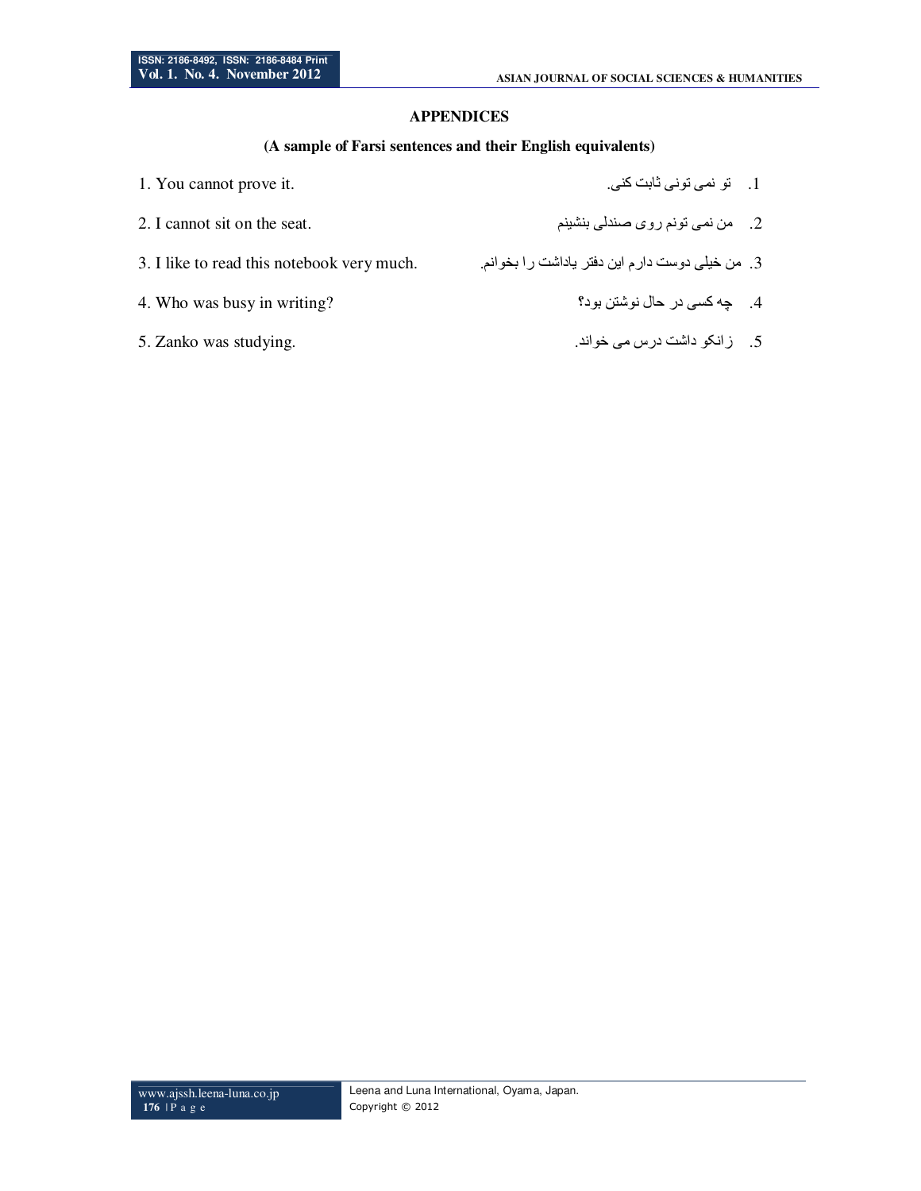## APPENDICES

**(A sample of Farsi sentences and their English equivalents)**

| | |
|---|---|
| 1. You cannot prove it. | 1. تو نمی تونی ثابت کنی. |
| 2. I cannot sit on the seat. | 2. من نمی تونم روی صندلی بنشینم |
| 3. I like to read this notebook very much. | 3. من خیلی دوست دارم این دفتر یاداشت را بخوانم. |
| 4. Who was busy in writing? | 4. چه کسی در حال نوشتن بود؟ |
| 5. Zanko was studying. | 5. زانکو داشت درس می خواند. |